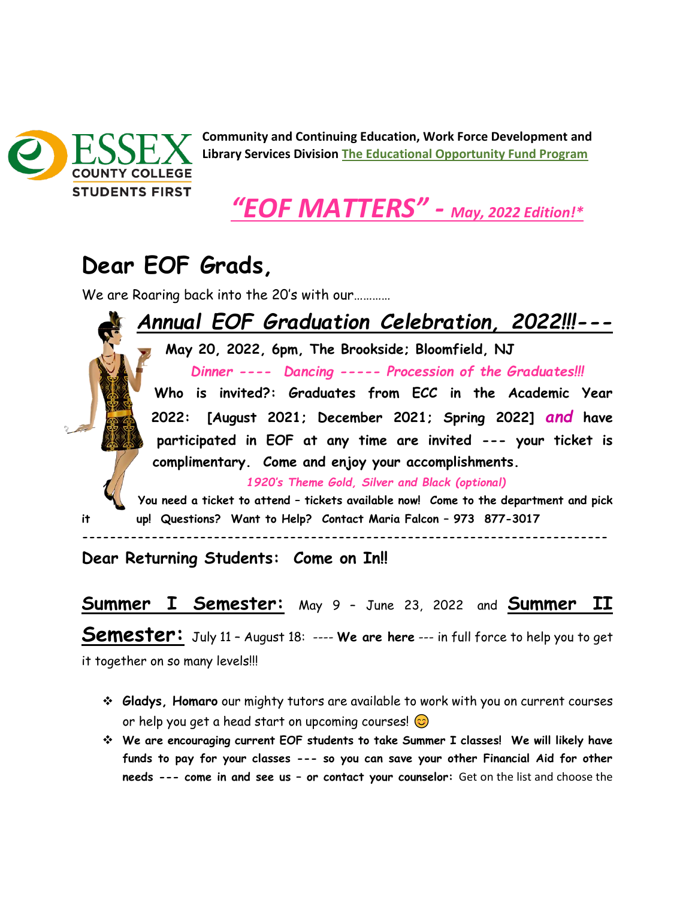**Community and Continuing Education, Work Force Development and Library Services Division** The Educational Opportunity Fund Program

# *"EOF MATTERS" - May, 2022 Edition!**

## Dear EOF Grads,

We are Roaring back into the 20's with our…………

### *Annual EOF Graduation Celebration, 2022!!!---*

**May 20, 2022, 6pm, The Brookside; Bloomfield, NJ**

*Dinner ---- Dancing ----- Procession of the Graduates!!!*

**Who is invited?: Graduates from ECC in the Academic Year 2022: [August 2021; December 2021; Spring 2022]** ***and*** **have participated in EOF at any time are invited --- your ticket is complimentary. Come and enjoy your accomplishments.**

*1920's Theme Gold, Silver and Black (optional)*

**You need a ticket to attend – tickets available now! Come to the department and pick it up! Questions? Want to Help? Contact Maria Falcon – 973 877-3017**

---

**Dear Returning Students: Come on In!!**

**Summer I Semester:** May 9 – June 23, 2022 and **Summer II Semester:** July 11 – August 18: ---- **We are here** --- in full force to help you to get it together on so many levels!!!

- **Gladys, Homaro** our mighty tutors are available to work with you on current courses or help you get a head start on upcoming courses! 😊
- **We are encouraging current EOF students to take Summer I classes! We will likely have funds to pay for your classes --- so you can save your other Financial Aid for other needs --- come in and see us – or contact your counselor:** Get on the list and choose the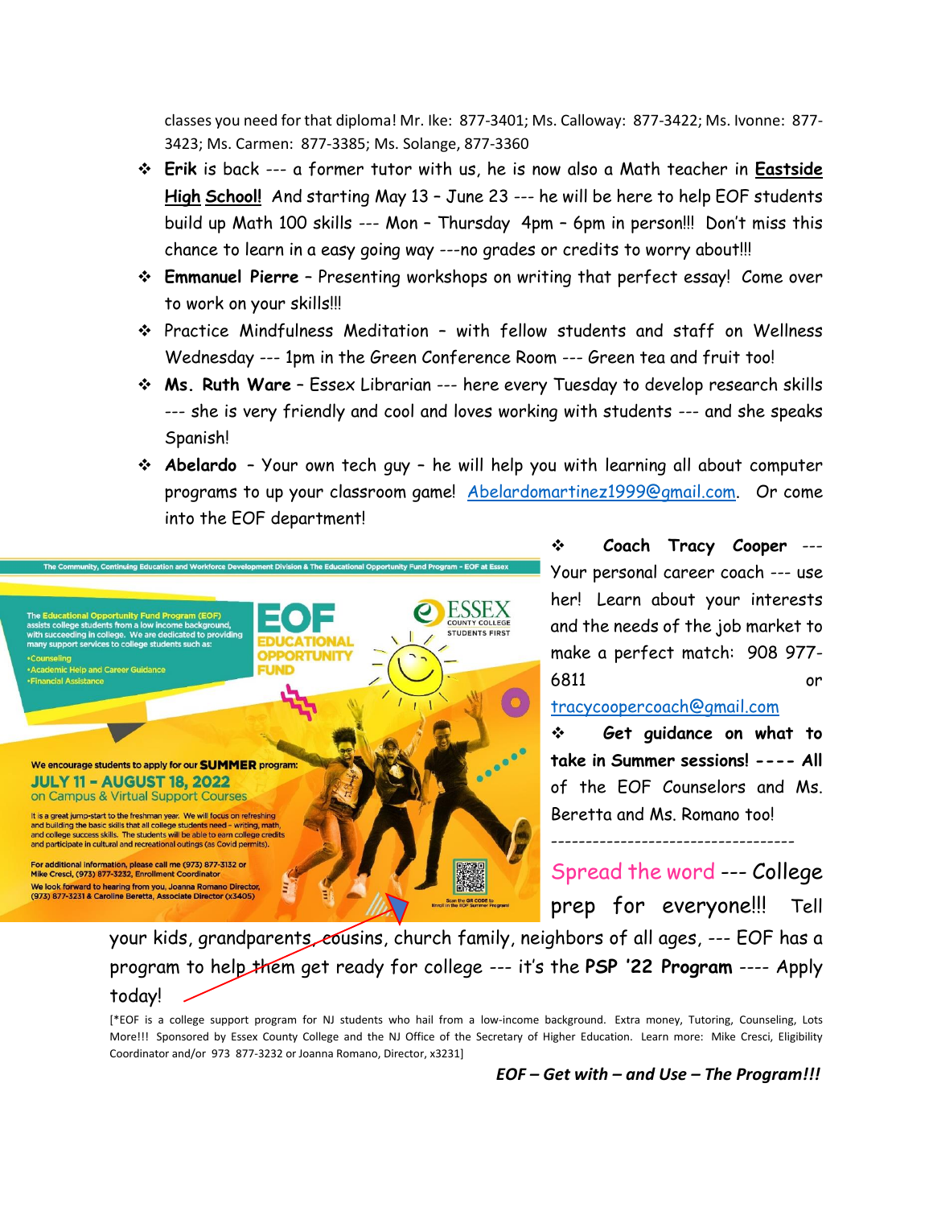classes you need for that diploma! Mr. Ike: 877-3401; Ms. Calloway: 877-3422; Ms. Ivonne: 877-3423; Ms. Carmen: 877-3385; Ms. Solange, 877-3360

- **Erik** is back --- a former tutor with us, he is now also a Math teacher in **Eastside High School!** And starting May 13 – June 23 --- he will be here to help EOF students build up Math 100 skills --- Mon – Thursday 4pm – 6pm in person!!! Don't miss this chance to learn in a easy going way ---no grades or credits to worry about!!!
- **Emmanuel Pierre** – Presenting workshops on writing that perfect essay! Come over to work on your skills!!!
- Practice Mindfulness Meditation – with fellow students and staff on Wellness Wednesday --- 1pm in the Green Conference Room --- Green tea and fruit too!
- **Ms. Ruth Ware** – Essex Librarian --- here every Tuesday to develop research skills --- she is very friendly and cool and loves working with students --- and she speaks Spanish!
- **Abelardo** – Your own tech guy – he will help you with learning all about computer programs to up your classroom game! Abelardomartinez1999@gmail.com. Or come into the EOF department!

The Community, Continuing Education and Workforce Development Division & The Educational Opportunity Fund Program - EOF at Essex

The Educational Opportunity Fund Program (EOF) assists college students from a low income background, with succeeding in college. We are dedicated to providing many support services to college students such as:
- Counseling
- Academic Help and Career Guidance
- Financial Assistance

EOF EDUCATIONAL OPPORTUNITY FUND

ESSEX COUNTY COLLEGE STUDENTS FIRST

We encourage students to apply for our **SUMMER** program:
**JULY 11 – AUGUST 18, 2022**
on Campus & Virtual Support Courses

It is a great jump-start to the freshman year. We will focus on refreshing and building the basic skills that all college students need - writing, math, and college success skills. The students will be able to earn college credits and participate in cultural and recreational outings (as Covid permits).

For additional information, please call me (973) 877-3132 or Mike Cresci, (973) 877-3232, Enrollment Coordinator

We look forward to hearing from you, Joanna Romano Director, (973) 877-3231 & Caroline Beretta, Associate Director (x3405)

Scan the QR CODE to Enroll in the EOF Summer Program!

- **Coach Tracy Cooper** --- Your personal career coach --- use her! Learn about your interests and the needs of the job market to make a perfect match: 908 977-6811 or tracycoopercoach@gmail.com
- **Get guidance on what to take in Summer sessions! ---- All** of the EOF Counselors and Ms. Beretta and Ms. Romano too!

-----------------------------------

Spread the word --- College prep for everyone!!! Tell your kids, grandparents, cousins, church family, neighbors of all ages, --- EOF has a program to help them get ready for college --- it's the **PSP '22 Program** ---- Apply today!

[*EOF is a college support program for NJ students who hail from a low-income background. Extra money, Tutoring, Counseling, Lots More!!! Sponsored by Essex County College and the NJ Office of the Secretary of Higher Education. Learn more: Mike Cresci, Eligibility Coordinator and/or 973 877-3232 or Joanna Romano, Director, x3231]

***EOF – Get with – and Use – The Program!!!***